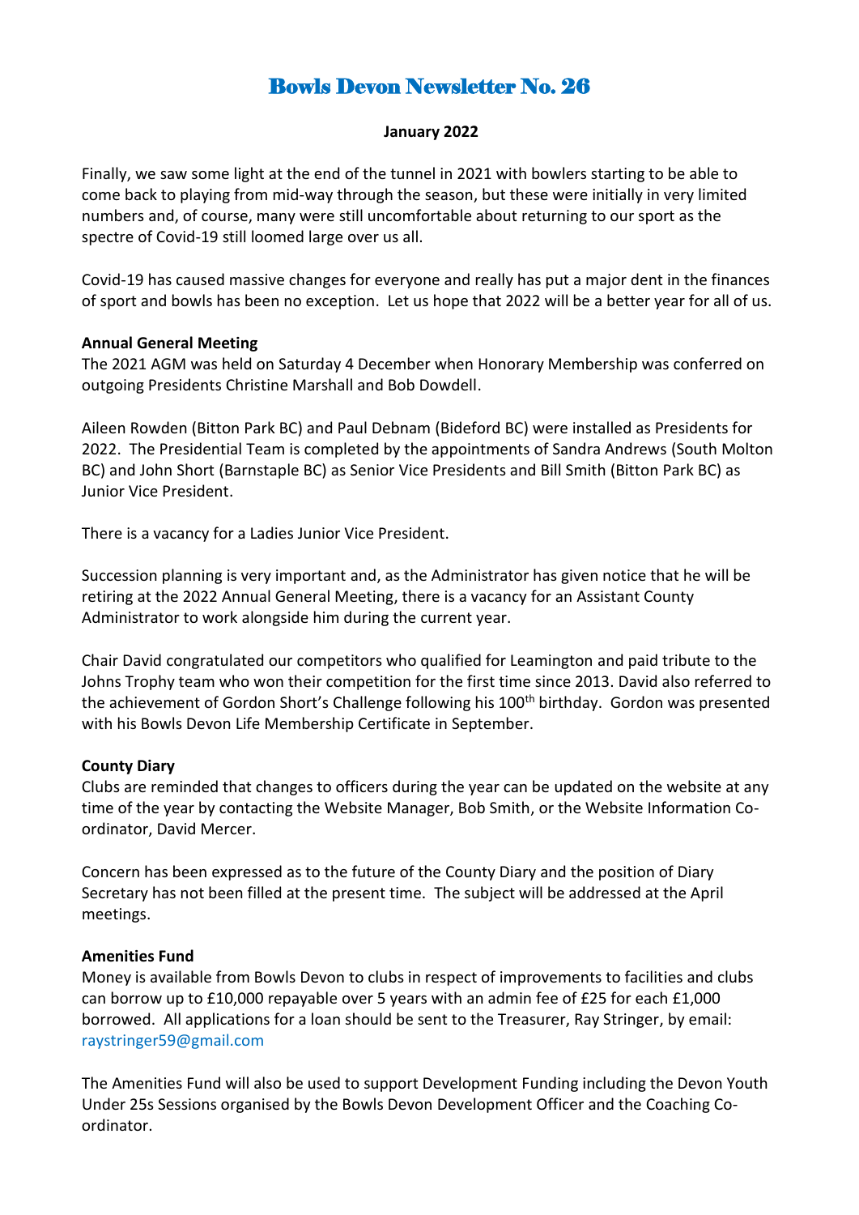# Bowls Devon Newsletter No. 26

**January 2022**

Finally, we saw some light at the end of the tunnel in 2021 with bowlers starting to be able to come back to playing from mid-way through the season, but these were initially in very limited numbers and, of course, many were still uncomfortable about returning to our sport as the spectre of Covid-19 still loomed large over us all.

Covid-19 has caused massive changes for everyone and really has put a major dent in the finances of sport and bowls has been no exception. Let us hope that 2022 will be a better year for all of us.

**Annual General Meeting**
The 2021 AGM was held on Saturday 4 December when Honorary Membership was conferred on outgoing Presidents Christine Marshall and Bob Dowdell.

Aileen Rowden (Bitton Park BC) and Paul Debnam (Bideford BC) were installed as Presidents for 2022. The Presidential Team is completed by the appointments of Sandra Andrews (South Molton BC) and John Short (Barnstaple BC) as Senior Vice Presidents and Bill Smith (Bitton Park BC) as Junior Vice President.

There is a vacancy for a Ladies Junior Vice President.

Succession planning is very important and, as the Administrator has given notice that he will be retiring at the 2022 Annual General Meeting, there is a vacancy for an Assistant County Administrator to work alongside him during the current year.

Chair David congratulated our competitors who qualified for Leamington and paid tribute to the Johns Trophy team who won their competition for the first time since 2013. David also referred to the achievement of Gordon Short's Challenge following his 100th birthday. Gordon was presented with his Bowls Devon Life Membership Certificate in September.

**County Diary**
Clubs are reminded that changes to officers during the year can be updated on the website at any time of the year by contacting the Website Manager, Bob Smith, or the Website Information Co-ordinator, David Mercer.

Concern has been expressed as to the future of the County Diary and the position of Diary Secretary has not been filled at the present time. The subject will be addressed at the April meetings.

**Amenities Fund**
Money is available from Bowls Devon to clubs in respect of improvements to facilities and clubs can borrow up to £10,000 repayable over 5 years with an admin fee of £25 for each £1,000 borrowed. All applications for a loan should be sent to the Treasurer, Ray Stringer, by email: raystringer59@gmail.com

The Amenities Fund will also be used to support Development Funding including the Devon Youth Under 25s Sessions organised by the Bowls Devon Development Officer and the Coaching Co-ordinator.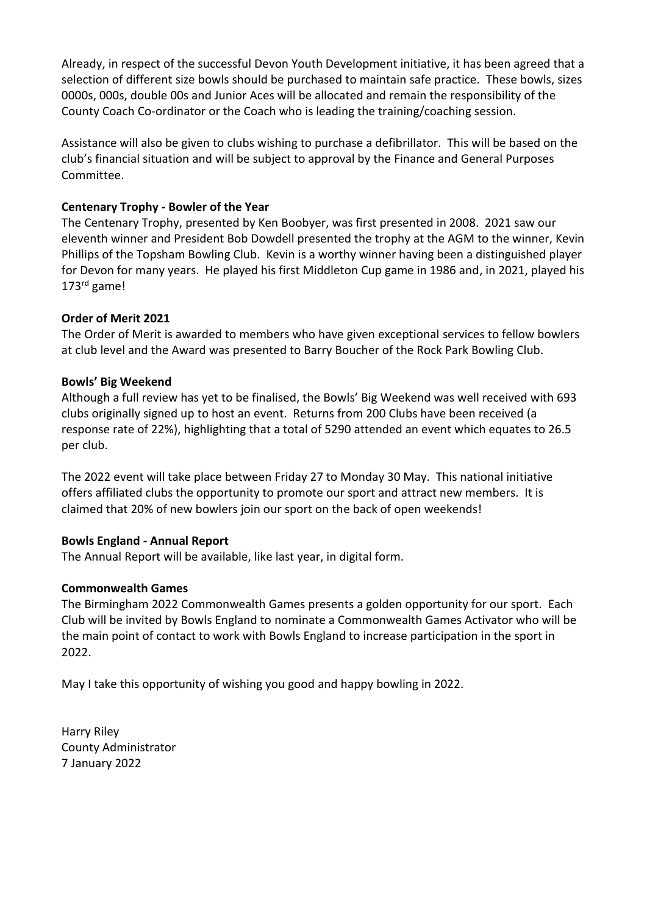Already, in respect of the successful Devon Youth Development initiative, it has been agreed that a selection of different size bowls should be purchased to maintain safe practice. These bowls, sizes 0000s, 000s, double 00s and Junior Aces will be allocated and remain the responsibility of the County Coach Co-ordinator or the Coach who is leading the training/coaching session.

Assistance will also be given to clubs wishing to purchase a defibrillator. This will be based on the club's financial situation and will be subject to approval by the Finance and General Purposes Committee.

**Centenary Trophy - Bowler of the Year**

The Centenary Trophy, presented by Ken Boobyer, was first presented in 2008. 2021 saw our eleventh winner and President Bob Dowdell presented the trophy at the AGM to the winner, Kevin Phillips of the Topsham Bowling Club. Kevin is a worthy winner having been a distinguished player for Devon for many years. He played his first Middleton Cup game in 1986 and, in 2021, played his 173rd game!

**Order of Merit 2021**

The Order of Merit is awarded to members who have given exceptional services to fellow bowlers at club level and the Award was presented to Barry Boucher of the Rock Park Bowling Club.

**Bowls' Big Weekend**

Although a full review has yet to be finalised, the Bowls' Big Weekend was well received with 693 clubs originally signed up to host an event. Returns from 200 Clubs have been received (a response rate of 22%), highlighting that a total of 5290 attended an event which equates to 26.5 per club.

The 2022 event will take place between Friday 27 to Monday 30 May. This national initiative offers affiliated clubs the opportunity to promote our sport and attract new members. It is claimed that 20% of new bowlers join our sport on the back of open weekends!

**Bowls England - Annual Report**

The Annual Report will be available, like last year, in digital form.

**Commonwealth Games**

The Birmingham 2022 Commonwealth Games presents a golden opportunity for our sport. Each Club will be invited by Bowls England to nominate a Commonwealth Games Activator who will be the main point of contact to work with Bowls England to increase participation in the sport in 2022.

May I take this opportunity of wishing you good and happy bowling in 2022.

Harry Riley
County Administrator
7 January 2022